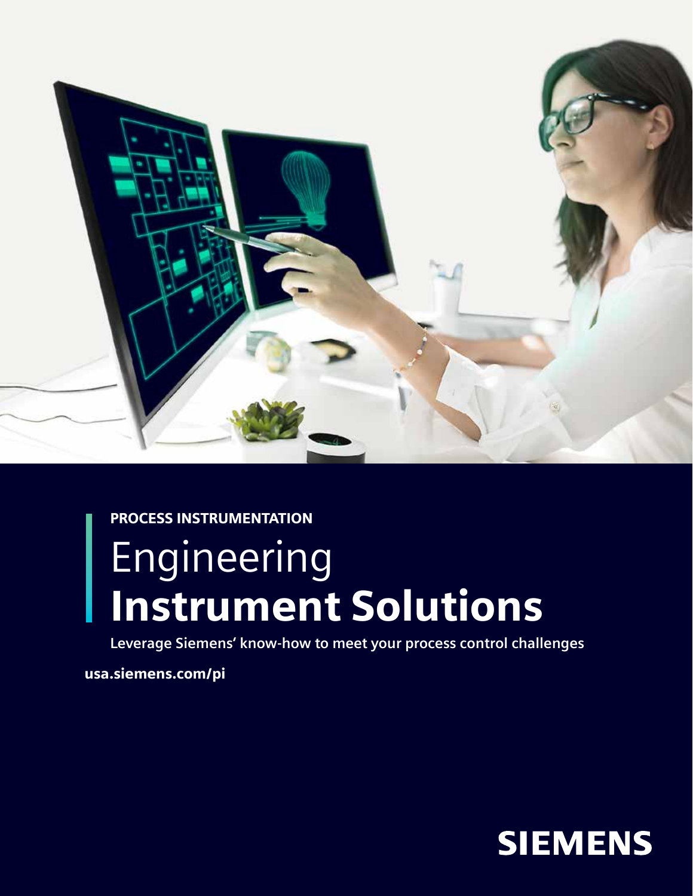PROCESS INSTRUMENTATION

# Engineering **Instrument Solutions**

**Leverage Siemens' know-how to meet your process control challenges**

**usa.siemens.com/pi**

**SIEMENS**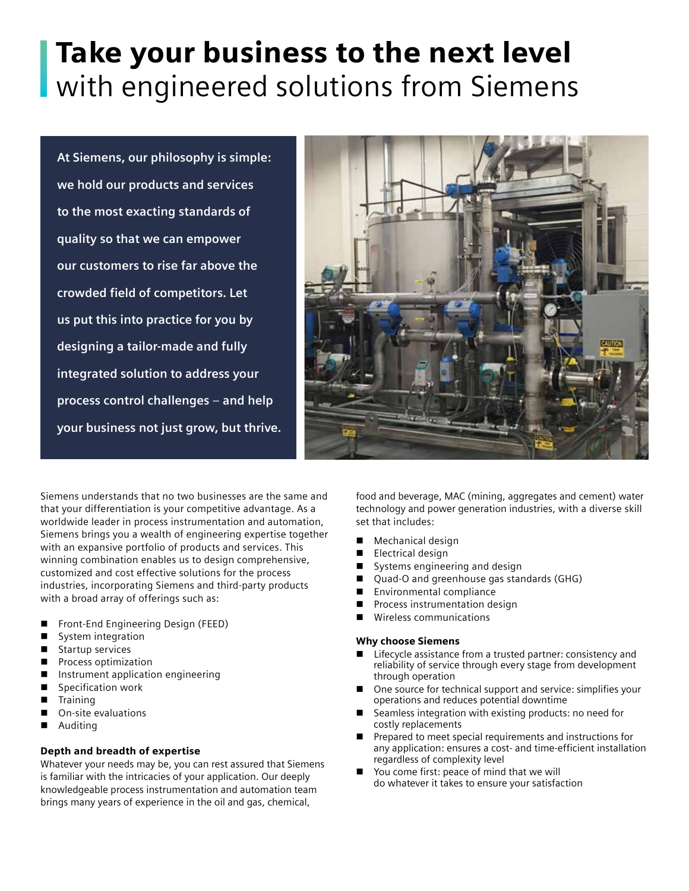# Take your business to the next level with engineered solutions from Siemens

**At Siemens, our philosophy is simple: we hold our products and services to the most exacting standards of quality so that we can empower our customers to rise far above the crowded field of competitors. Let us put this into practice for you by designing a tailor-made and fully integrated solution to address your process control challenges – and help your business not just grow, but thrive.**

Siemens understands that no two businesses are the same and that your differentiation is your competitive advantage. As a worldwide leader in process instrumentation and automation, Siemens brings you a wealth of engineering expertise together with an expansive portfolio of products and services. This winning combination enables us to design comprehensive, customized and cost effective solutions for the process industries, incorporating Siemens and third-party products with a broad array of offerings such as:

- Front-End Engineering Design (FEED)
- System integration
- Startup services
- Process optimization
- Instrument application engineering
- Specification work
- Training
- On-site evaluations
- Auditing

### Depth and breadth of expertise

Whatever your needs may be, you can rest assured that Siemens is familiar with the intricacies of your application. Our deeply knowledgeable process instrumentation and automation team brings many years of experience in the oil and gas, chemical, food and beverage, MAC (mining, aggregates and cement) water technology and power generation industries, with a diverse skill set that includes:

- Mechanical design
- Electrical design
- Systems engineering and design
- Quad-O and greenhouse gas standards (GHG)
- Environmental compliance
- Process instrumentation design
- Wireless communications

### Why choose Siemens

- Lifecycle assistance from a trusted partner: consistency and reliability of service through every stage from development through operation
- One source for technical support and service: simplifies your operations and reduces potential downtime
- Seamless integration with existing products: no need for costly replacements
- Prepared to meet special requirements and instructions for any application: ensures a cost- and time-efficient installation regardless of complexity level
- You come first: peace of mind that we will do whatever it takes to ensure your satisfaction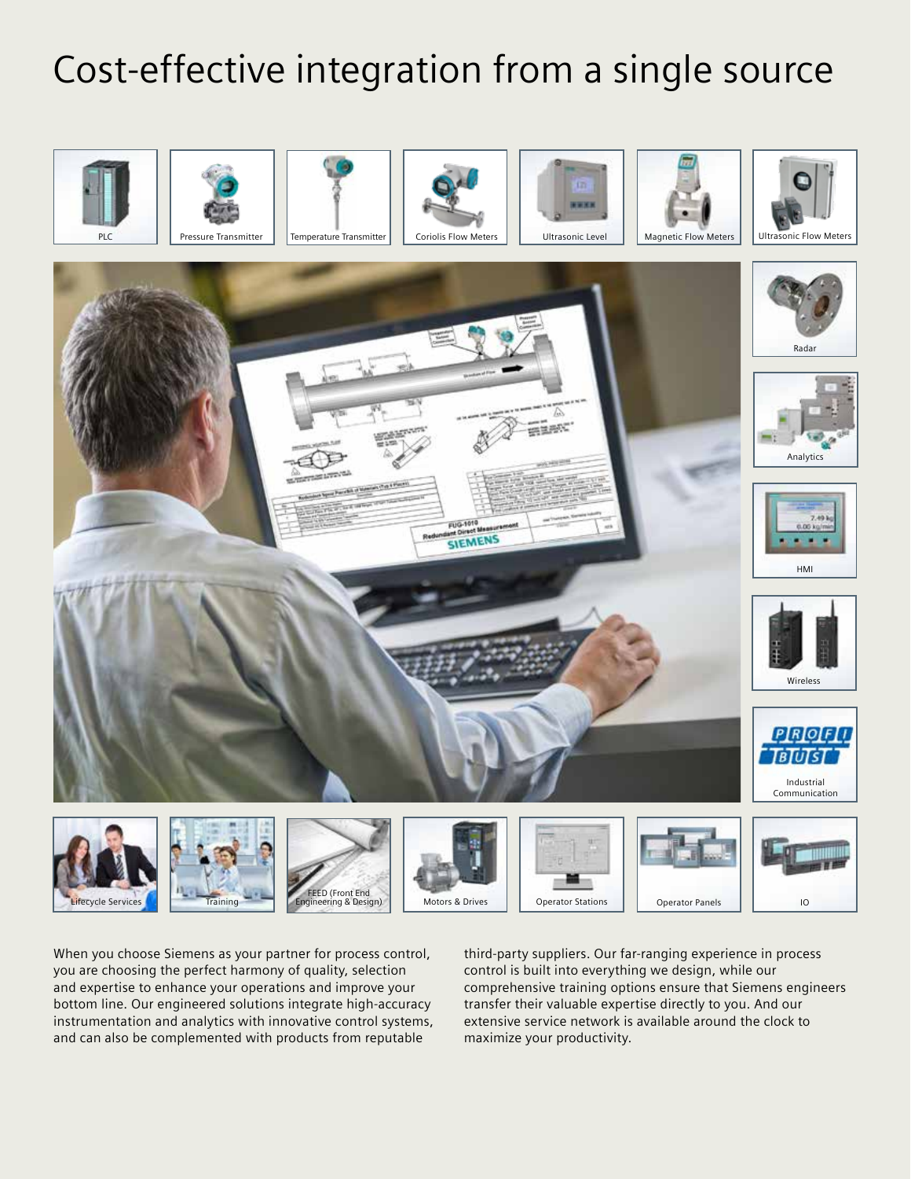# Cost-effective integration from a single source

PLC

Pressure Transmitter

Temperature Transmitter

Coriolis Flow Meters

Ultrasonic Level

Magnetic Flow Meters

Ultrasonic Flow Meters

Radar

Analytics

HMI

Wireless

Industrial Communication

Lifecycle Services

Training

FEED (Front End Engineering & Design)

Motors & Drives

Operator Stations

Operator Panels

IO

When you choose Siemens as your partner for process control, you are choosing the perfect harmony of quality, selection and expertise to enhance your operations and improve your bottom line. Our engineered solutions integrate high-accuracy instrumentation and analytics with innovative control systems, and can also be complemented with products from reputable third-party suppliers. Our far-ranging experience in process control is built into everything we design, while our comprehensive training options ensure that Siemens engineers transfer their valuable expertise directly to you. And our extensive service network is available around the clock to maximize your productivity.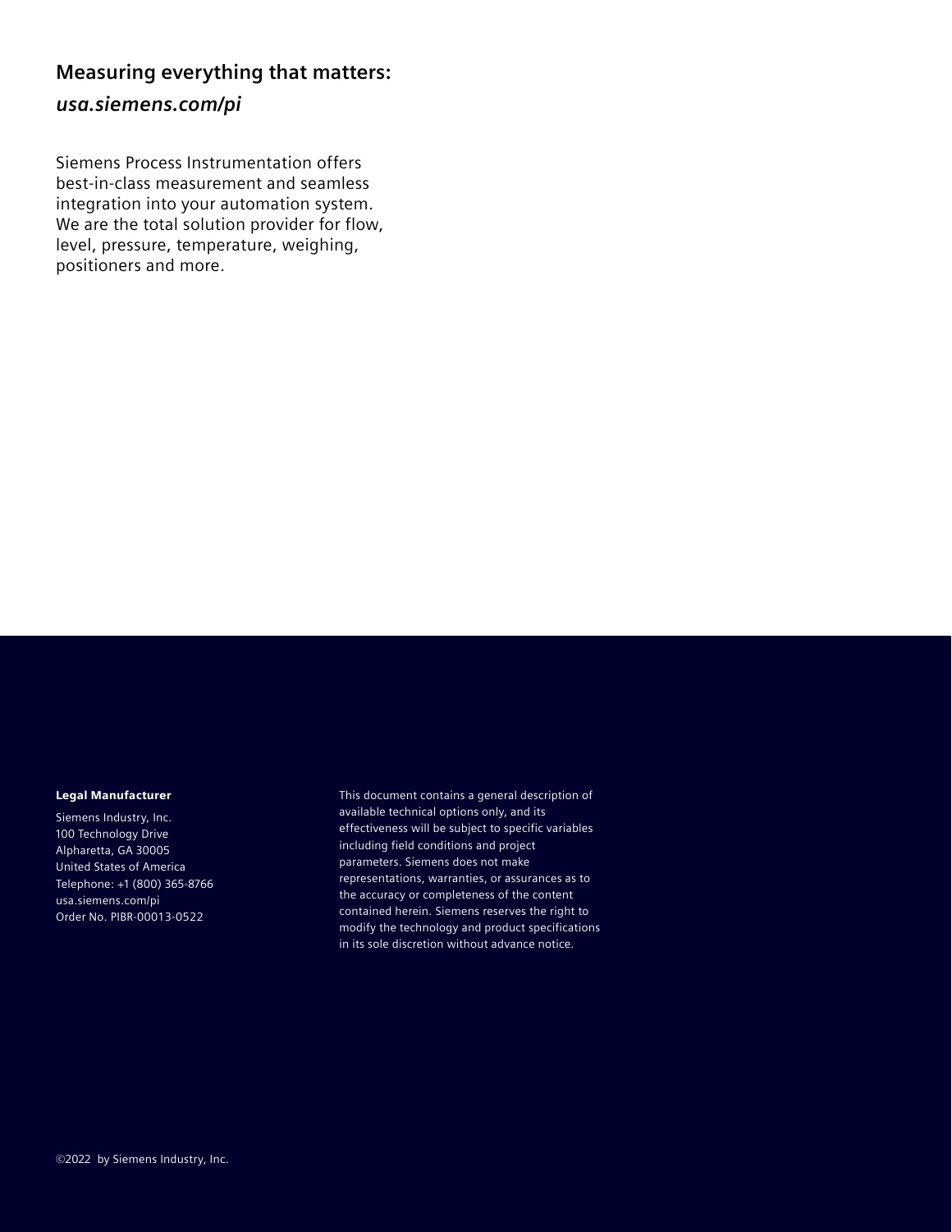**Measuring everything that matters:**

***usa.siemens.com/pi***

Siemens Process Instrumentation offers best-in-class measurement and seamless integration into your automation system. We are the total solution provider for flow, level, pressure, temperature, weighing, positioners and more.

**Legal Manufacturer**

Siemens Industry, Inc.
100 Technology Drive
Alpharetta, GA 30005
United States of America
Telephone: +1 (800) 365-8766
usa.siemens.com/pi
Order No. PIBR-00013-0522

This document contains a general description of available technical options only, and its effectiveness will be subject to specific variables including field conditions and project parameters. Siemens does not make representations, warranties, or assurances as to the accuracy or completeness of the content contained herein. Siemens reserves the right to modify the technology and product specifications in its sole discretion without advance notice.

©2022 by Siemens Industry, Inc.